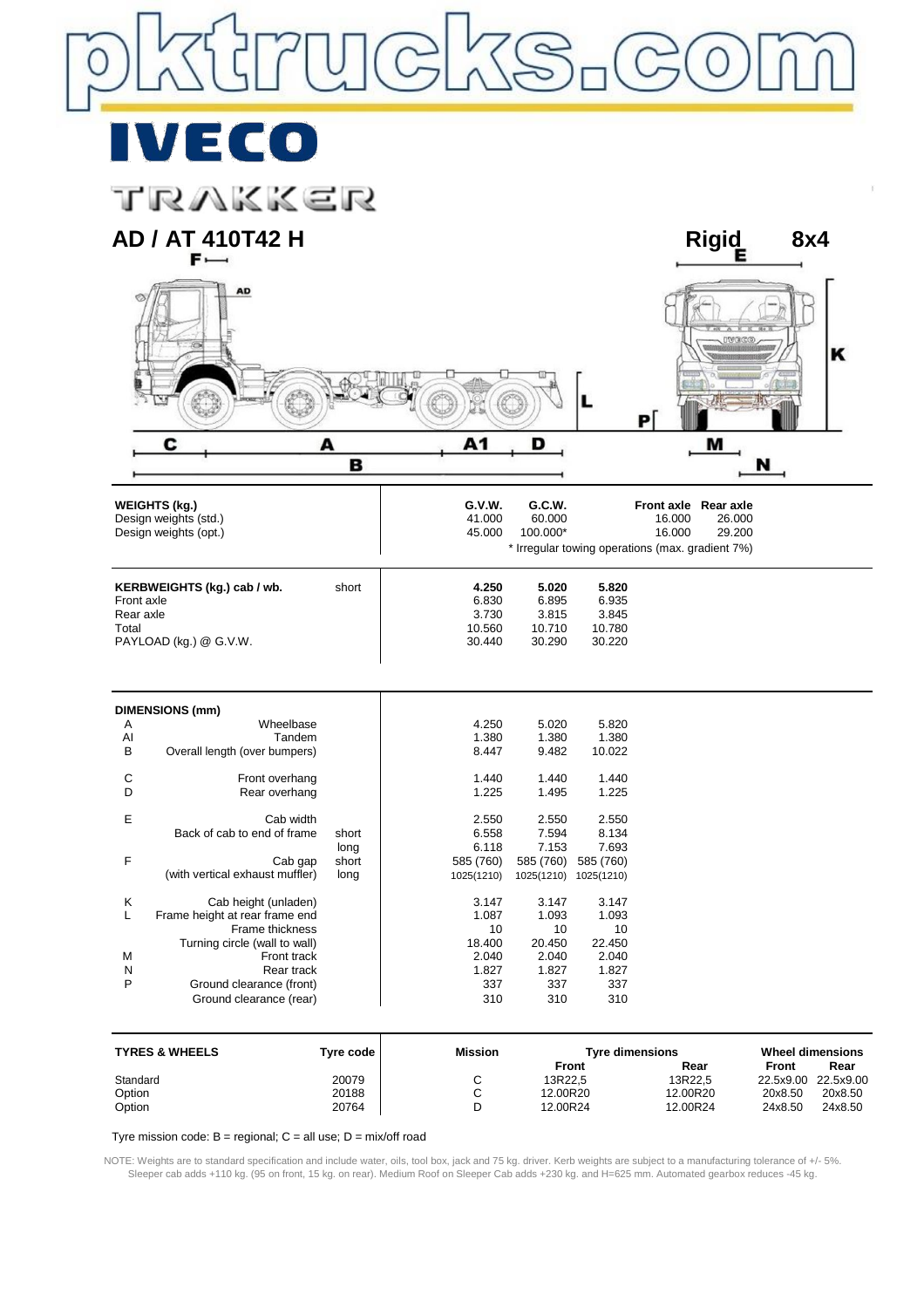pktrucks.com

# IVECO

## TRAKKER

## AD / AT 410T42 H

**Rigid 8x4**

| WEIGHTS (kg.) | G.V.W. | G.C.W. | Front axle | Rear axle |
|---|---|---|---|---|
| Design weights (std.) | 41.000 | 60.000 | 16.000 | 26.000 |
| Design weights (opt.) | 45.000 | 100.000* | 16.000 | 29.200 |

\* Irregular towing operations (max. gradient 7%)

| KERBWEIGHTS (kg.) cab / wb. | short | 4.250 | 5.020 | 5.820 |
|---|---|---|---|---|
| Front axle | | 6.830 | 6.895 | 6.935 |
| Rear axle | | 3.730 | 3.815 | 3.845 |
| Total | | 10.560 | 10.710 | 10.780 |
| PAYLOAD (kg.) @ G.V.W. | | 30.440 | 30.290 | 30.220 |

| DIMENSIONS (mm) | | | | | |
|---|---|---|---|---|---|
| A | Wheelbase | | 4.250 | 5.020 | 5.820 |
| Al | Tandem | | 1.380 | 1.380 | 1.380 |
| B | Overall length (over bumpers) | | 8.447 | 9.482 | 10.022 |
| C | Front overhang | | 1.440 | 1.440 | 1.440 |
| D | Rear overhang | | 1.225 | 1.495 | 1.225 |
| E | Cab width | | 2.550 | 2.550 | 2.550 |
| | Back of cab to end of frame | short | 6.558 | 7.594 | 8.134 |
| | | long | 6.118 | 7.153 | 7.693 |
| F | Cab gap | short | 585 (760) | 585 (760) | 585 (760) |
| | (with vertical exhaust muffler) | long | 1025(1210) | 1025(1210) | 1025(1210) |
| K | Cab height (unladen) | | 3.147 | 3.147 | 3.147 |
| L | Frame height at rear frame end | | 1.087 | 1.093 | 1.093 |
| | Frame thickness | | 10 | 10 | 10 |
| | Turning circle (wall to wall) | | 18.400 | 20.450 | 22.450 |
| M | Front track | | 2.040 | 2.040 | 2.040 |
| N | Rear track | | 1.827 | 1.827 | 1.827 |
| P | Ground clearance (front) | | 337 | 337 | 337 |
| | Ground clearance (rear) | | 310 | 310 | 310 |

| TYRES & WHEELS | Tyre code | Mission | Tyre dimensions | | Wheel dimensions | |
|---|---|---|---|---|---|---|
| | | | Front | Rear | Front | Rear |
| Standard | 20079 | C | 13R22,5 | 13R22,5 | 22.5x9.00 | 22.5x9.00 |
| Option | 20188 | C | 12.00R20 | 12.00R20 | 20x8.50 | 20x8.50 |
| Option | 20764 | D | 12.00R24 | 12.00R24 | 24x8.50 | 24x8.50 |

Tyre mission code: B = regional; C = all use; D = mix/off road

NOTE: Weights are to standard specification and include water, oils, tool box, jack and 75 kg. driver. Kerb weights are subject to a manufacturing tolerance of +/- 5%. Sleeper cab adds +110 kg. (95 on front, 15 kg. on rear). Medium Roof on Sleeper Cab adds +230 kg. and H=625 mm. Automated gearbox reduces -45 kg.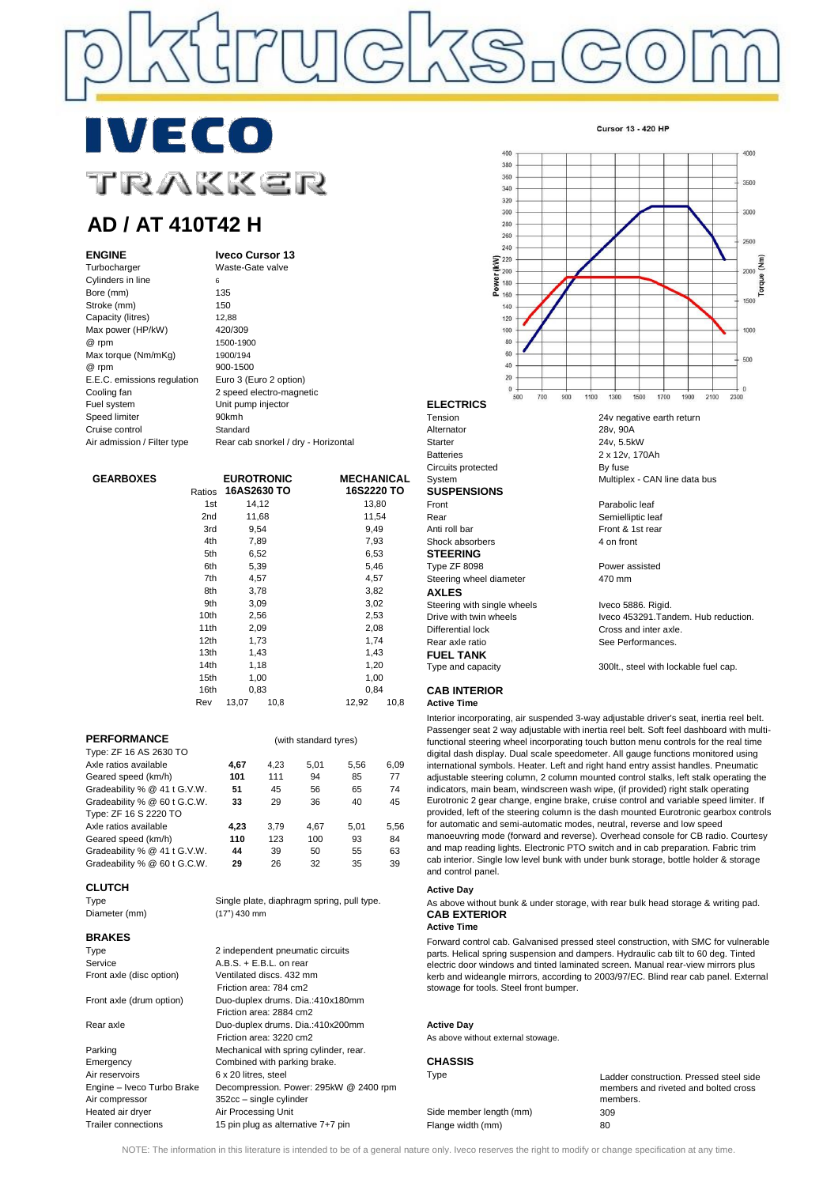# IVECO TRAKKER

## AD / AT 410T42 H

### ENGINE

| | |
|---|---|
| ENGINE | Iveco Cursor 13 |
| Turbocharger | Waste-Gate valve |
| Cylinders in line | 6 |
| Bore (mm) | 135 |
| Stroke (mm) | 150 |
| Capacity (litres) | 12,88 |
| Max power (HP/kW) | 420/309 |
| @ rpm | 1500-1900 |
| Max torque (Nm/mKg) | 1900/194 |
| @ rpm | 900-1500 |
| E.E.C. emissions regulation | Euro 3 (Euro 2 option) |
| Cooling fan | 2 speed electro-magnetic |
| Fuel system | Unit pump injector |
| Speed limiter | 90kmh |
| Cruise control | Standard |
| Air admission / Filter type | Rear cab snorkel / dry - Horizontal |

### GEARBOXES

| Ratios | EUROTRONIC 16AS2630 TO | | MECHANICAL 16S2220 TO | |
|---|---|---|---|---|
| 1st | 14,12 | | 13,80 | |
| 2nd | 11,68 | | 11,54 | |
| 3rd | 9,54 | | 9,49 | |
| 4th | 7,89 | | 7,93 | |
| 5th | 6,52 | | 6,53 | |
| 6th | 5,39 | | 5,46 | |
| 7th | 4,57 | | 4,57 | |
| 8th | 3,78 | | 3,82 | |
| 9th | 3,09 | | 3,02 | |
| 10th | 2,56 | | 2,53 | |
| 11th | 2,09 | | 2,08 | |
| 12th | 1,73 | | 1,74 | |
| 13th | 1,43 | | 1,43 | |
| 14th | 1,18 | | 1,20 | |
| 15th | 1,00 | | 1,00 | |
| 16th | 0,83 | | 0,84 | |
| Rev | 13,07 | 10,8 | 12,92 | 10,8 |

### PERFORMANCE

(with standard tyres)

| | | | | | |
|---|---|---|---|---|---|
| Type: ZF 16 AS 2630 TO | | | | | |
| Axle ratios available | **4,67** | 4,23 | 5,01 | 5,56 | 6,09 |
| Geared speed (km/h) | **101** | 111 | 94 | 85 | 77 |
| Gradeability % @ 41 t G.V.W. | **51** | 45 | 56 | 65 | 74 |
| Gradeability % @ 60 t G.C.W. | **33** | 29 | 36 | 40 | 45 |
| Type: ZF 16 S 2220 TO | | | | | |
| Axle ratios available | **4,23** | 3,79 | 4,67 | 5,01 | 5,56 |
| Geared speed (km/h) | **110** | 123 | 100 | 93 | 84 |
| Gradeability % @ 41 t G.V.W. | **44** | 39 | 50 | 55 | 63 |
| Gradeability % @ 60 t G.C.W. | **29** | 26 | 32 | 35 | 39 |

### CLUTCH

| | |
|---|---|
| Type | Single plate, diaphragm spring, pull type. |
| Diameter (mm) | (17") 430 mm |

### BRAKES

| | |
|---|---|
| Type | 2 independent pneumatic circuits |
| Service | A.B.S. + E.B.L. on rear |
| Front axle (disc option) | Ventilated discs. 432 mm<br>Friction area: 784 cm2 |
| Front axle (drum option) | Duo-duplex drums. Dia.:410x180mm<br>Friction area: 2884 cm2 |
| Rear axle | Duo-duplex drums. Dia.:410x200mm<br>Friction area: 3220 cm2 |
| Parking | Mechanical with spring cylinder, rear. |
| Emergency | Combined with parking brake. |
| Air reservoirs | 6 x 20 litres, steel |
| Engine – Iveco Turbo Brake | Decompression. Power: 295kW @ 2400 rpm |
| Air compressor | 352cc – single cylinder |
| Heated air dryer | Air Processing Unit |
| Trailer connections | 15 pin plug as alternative 7+7 pin |

Cursor 13 - 420 HP

Power (kW): 0, 20, 40, 60, 80, 100, 120, 140, 160, 180, 200, 220, 240, 260, 280, 300, 320, 340, 360, 380, 400

Torque (Nm): 0, 500, 1000, 1500, 2000, 2500, 3000, 3500, 4000

rpm: 500, 700, 900, 1100, 1300, 1500, 1700, 1900, 2100, 2300

### ELECTRICS

| | |
|---|---|
| Tension | 24v negative earth return |
| Alternator | 28v, 90A |
| Starter | 24v, 5.5kW |
| Batteries | 2 x 12v, 170Ah |
| Circuits protected | By fuse |
| System | Multiplex - CAN line data bus |

### SUSPENSIONS

| | |
|---|---|
| Front | Parabolic leaf |
| Rear | Semielliptic leaf |
| Anti roll bar | Front & 1st rear |
| Shock absorbers | 4 on front |

### STEERING

| | |
|---|---|
| Type ZF 8098 | Power assisted |
| Steering wheel diameter | 470 mm |

### AXLES

| | |
|---|---|
| Steering with single wheels | Iveco 5886. Rigid. |
| Drive with twin wheels | Iveco 453291.Tandem. Hub reduction. |
| Differential lock | Cross and inter axle. |
| Rear axle ratio | See Performances. |

### FUEL TANK

| | |
|---|---|
| Type and capacity | 300lt., steel with lockable fuel cap. |

### CAB INTERIOR

**Active Time**

Interior incorporating, air suspended 3-way adjustable driver's seat, inertia reel belt. Passenger seat 2 way adjustable with inertia reel belt. Soft feel dashboard with multi-functional steering wheel incorporating touch button menu controls for the real time digital dash display. Dual scale speedometer. All gauge functions monitored using international symbols. Heater. Left and right hand entry assist handles. Pneumatic adjustable steering column, 2 column mounted control stalks, left stalk operating the indicators, main beam, windscreen wash wipe, (if provided) right stalk operating Eurotronic 2 gear change, engine brake, cruise control and variable speed limiter. If provided, left of the steering column is the dash mounted Eurotronic gearbox controls for automatic and semi-automatic modes, neutral, reverse and low speed manoeuvring mode (forward and reverse). Overhead console for CB radio. Courtesy and map reading lights. Electronic PTO switch and in cab preparation. Fabric trim cab interior. Single low level bunk with under bunk storage, bottle holder & storage and control panel.

**Active Day**

As above without bunk & under storage, with rear bulk head storage & writing pad.

### CAB EXTERIOR

**Active Time**

Forward control cab. Galvanised pressed steel construction, with SMC for vulnerable parts. Helical spring suspension and dampers. Hydraulic cab tilt to 60 deg. Tinted electric door windows and tinted laminated screen. Manual rear-view mirrors plus kerb and wideangle mirrors, according to 2003/97/EC. Blind rear cab panel. External stowage for tools. Steel front bumper.

**Active Day**

As above without external stowage.

### CHASSIS

| | |
|---|---|
| Type | Ladder construction. Pressed steel side members and riveted and bolted cross members. |
| Side member length (mm) | 309 |
| Flange width (mm) | 80 |

NOTE: The information in this literature is intended to be of a general nature only. Iveco reserves the right to modify or change specification at any time.